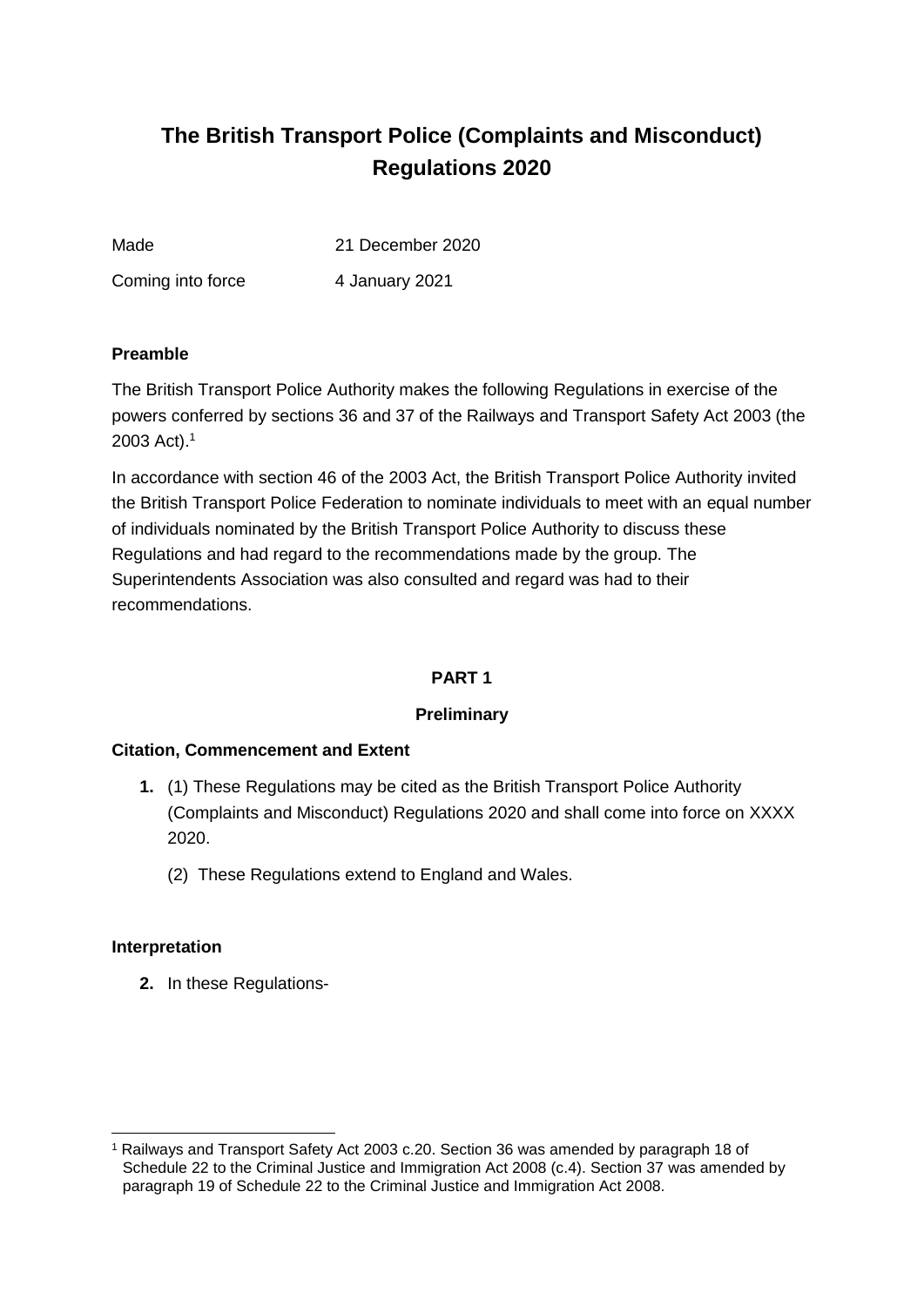# The British Transport Police (Complaints and Misconduct) Regulations 2020

Made 21 December 2020

Coming into force 4 January 2021

**Preamble**

The British Transport Police Authority makes the following Regulations in exercise of the powers conferred by sections 36 and 37 of the Railways and Transport Safety Act 2003 (the 2003 Act).[1]

In accordance with section 46 of the 2003 Act, the British Transport Police Authority invited the British Transport Police Federation to nominate individuals to meet with an equal number of individuals nominated by the British Transport Police Authority to discuss these Regulations and had regard to the recommendations made by the group. The Superintendents Association was also consulted and regard was had to their recommendations.

## PART 1

### Preliminary

**Citation, Commencement and Extent**

1. (1) These Regulations may be cited as the British Transport Police Authority (Complaints and Misconduct) Regulations 2020 and shall come into force on XXXX 2020.

   (2) These Regulations extend to England and Wales.

**Interpretation**

2. In these Regulations-

[1] Railways and Transport Safety Act 2003 c.20. Section 36 was amended by paragraph 18 of Schedule 22 to the Criminal Justice and Immigration Act 2008 (c.4). Section 37 was amended by paragraph 19 of Schedule 22 to the Criminal Justice and Immigration Act 2008.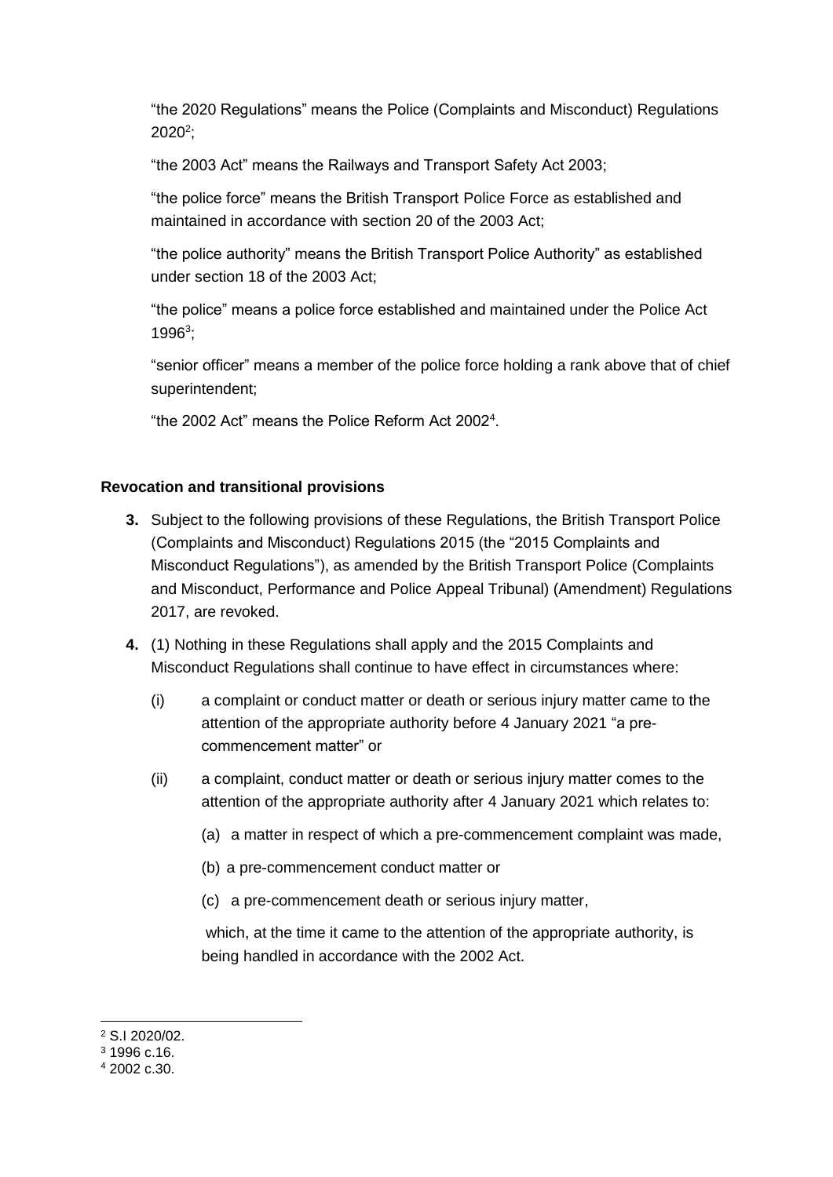"the 2020 Regulations" means the Police (Complaints and Misconduct) Regulations 2020[2];

"the 2003 Act" means the Railways and Transport Safety Act 2003;

"the police force" means the British Transport Police Force as established and maintained in accordance with section 20 of the 2003 Act;

"the police authority" means the British Transport Police Authority" as established under section 18 of the 2003 Act;

"the police" means a police force established and maintained under the Police Act 1996[3];

"senior officer" means a member of the police force holding a rank above that of chief superintendent;

"the 2002 Act" means the Police Reform Act 2002[4].

**Revocation and transitional provisions**

**3.** Subject to the following provisions of these Regulations, the British Transport Police (Complaints and Misconduct) Regulations 2015 (the "2015 Complaints and Misconduct Regulations"), as amended by the British Transport Police (Complaints and Misconduct, Performance and Police Appeal Tribunal) (Amendment) Regulations 2017, are revoked.

**4.** (1) Nothing in these Regulations shall apply and the 2015 Complaints and Misconduct Regulations shall continue to have effect in circumstances where:

(i) a complaint or conduct matter or death or serious injury matter came to the attention of the appropriate authority before 4 January 2021 "a pre-commencement matter" or

(ii) a complaint, conduct matter or death or serious injury matter comes to the attention of the appropriate authority after 4 January 2021 which relates to:

(a) a matter in respect of which a pre-commencement complaint was made,

(b) a pre-commencement conduct matter or

(c) a pre-commencement death or serious injury matter,

which, at the time it came to the attention of the appropriate authority, is being handled in accordance with the 2002 Act.

---

[2] S.I 2020/02.

[3] 1996 c.16.

[4] 2002 c.30.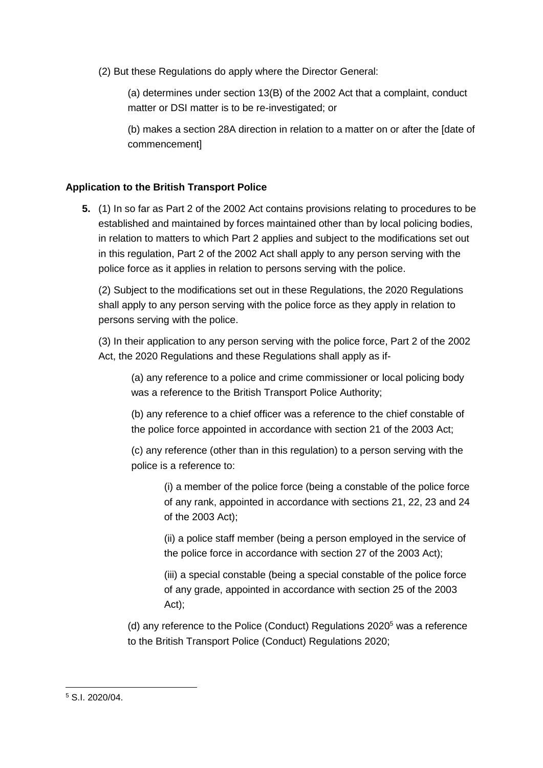(2) But these Regulations do apply where the Director General:

(a) determines under section 13(B) of the 2002 Act that a complaint, conduct matter or DSI matter is to be re-investigated; or

(b) makes a section 28A direction in relation to a matter on or after the [date of commencement]

**Application to the British Transport Police**

**5.** (1) In so far as Part 2 of the 2002 Act contains provisions relating to procedures to be established and maintained by forces maintained other than by local policing bodies, in relation to matters to which Part 2 applies and subject to the modifications set out in this regulation, Part 2 of the 2002 Act shall apply to any person serving with the police force as it applies in relation to persons serving with the police.

(2) Subject to the modifications set out in these Regulations, the 2020 Regulations shall apply to any person serving with the police force as they apply in relation to persons serving with the police.

(3) In their application to any person serving with the police force, Part 2 of the 2002 Act, the 2020 Regulations and these Regulations shall apply as if-

(a) any reference to a police and crime commissioner or local policing body was a reference to the British Transport Police Authority;

(b) any reference to a chief officer was a reference to the chief constable of the police force appointed in accordance with section 21 of the 2003 Act;

(c) any reference (other than in this regulation) to a person serving with the police is a reference to:

(i) a member of the police force (being a constable of the police force of any rank, appointed in accordance with sections 21, 22, 23 and 24 of the 2003 Act);

(ii) a police staff member (being a person employed in the service of the police force in accordance with section 27 of the 2003 Act);

(iii) a special constable (being a special constable of the police force of any grade, appointed in accordance with section 25 of the 2003 Act);

(d) any reference to the Police (Conduct) Regulations 2020[5] was a reference to the British Transport Police (Conduct) Regulations 2020;

[5] S.I. 2020/04.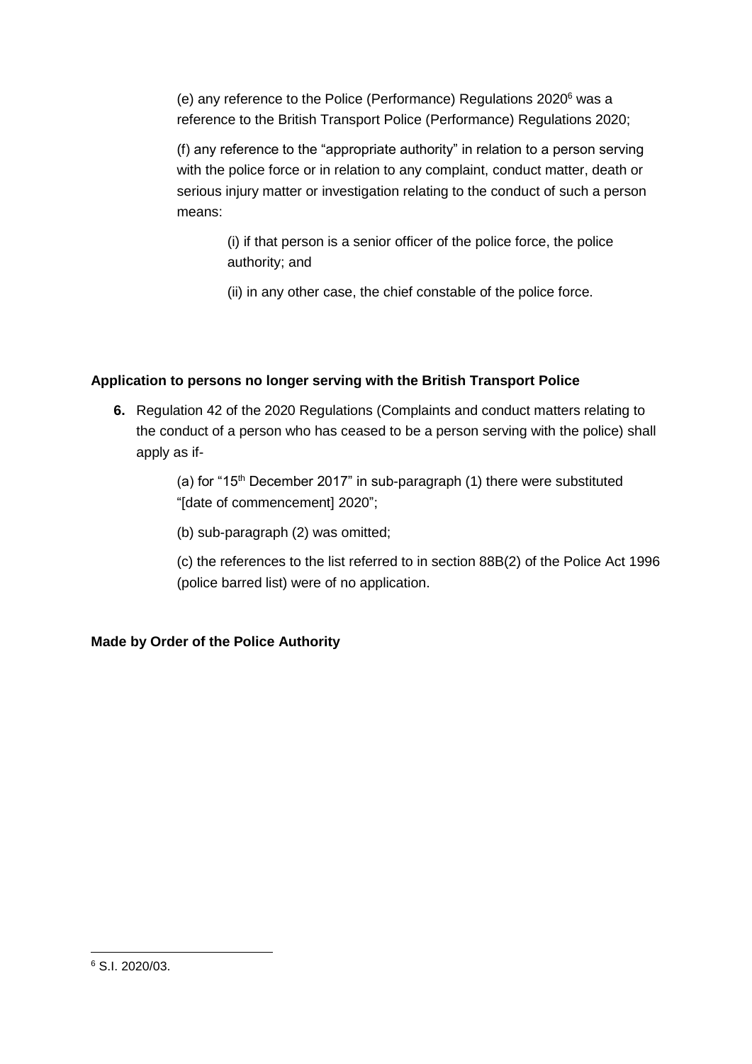(e) any reference to the Police (Performance) Regulations 2020[6] was a reference to the British Transport Police (Performance) Regulations 2020;

(f) any reference to the "appropriate authority" in relation to a person serving with the police force or in relation to any complaint, conduct matter, death or serious injury matter or investigation relating to the conduct of such a person means:

(i) if that person is a senior officer of the police force, the police authority; and

(ii) in any other case, the chief constable of the police force.

**Application to persons no longer serving with the British Transport Police**

**6.** Regulation 42 of the 2020 Regulations (Complaints and conduct matters relating to the conduct of a person who has ceased to be a person serving with the police) shall apply as if-

(a) for "15th December 2017" in sub-paragraph (1) there were substituted "[date of commencement] 2020";

(b) sub-paragraph (2) was omitted;

(c) the references to the list referred to in section 88B(2) of the Police Act 1996 (police barred list) were of no application.

**Made by Order of the Police Authority**

---

[6] S.I. 2020/03.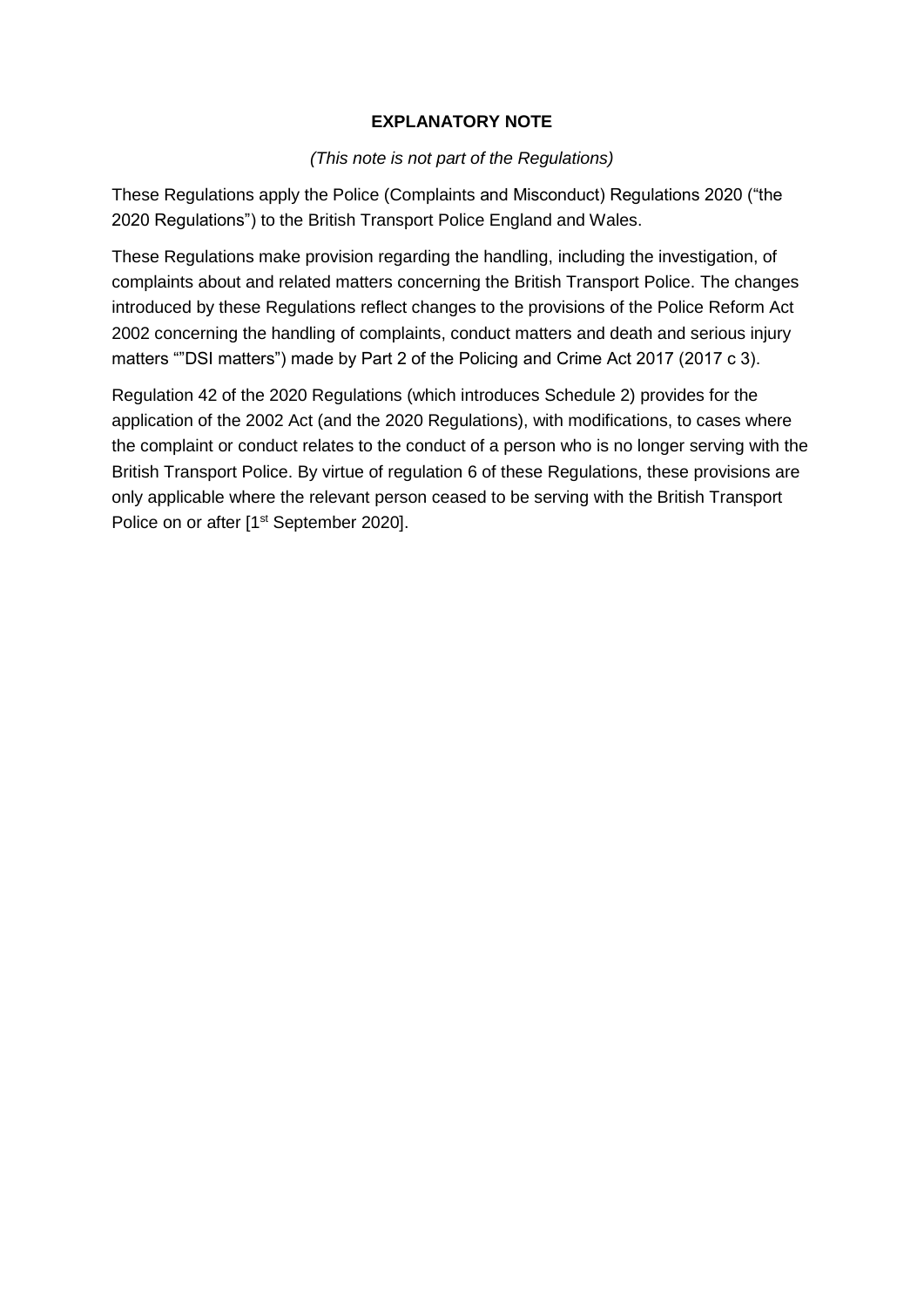**EXPLANATORY NOTE**

*(This note is not part of the Regulations)*

These Regulations apply the Police (Complaints and Misconduct) Regulations 2020 ("the 2020 Regulations") to the British Transport Police England and Wales.

These Regulations make provision regarding the handling, including the investigation, of complaints about and related matters concerning the British Transport Police. The changes introduced by these Regulations reflect changes to the provisions of the Police Reform Act 2002 concerning the handling of complaints, conduct matters and death and serious injury matters “”DSI matters”) made by Part 2 of the Policing and Crime Act 2017 (2017 c 3).

Regulation 42 of the 2020 Regulations (which introduces Schedule 2) provides for the application of the 2002 Act (and the 2020 Regulations), with modifications, to cases where the complaint or conduct relates to the conduct of a person who is no longer serving with the British Transport Police. By virtue of regulation 6 of these Regulations, these provisions are only applicable where the relevant person ceased to be serving with the British Transport Police on or after [1st September 2020].